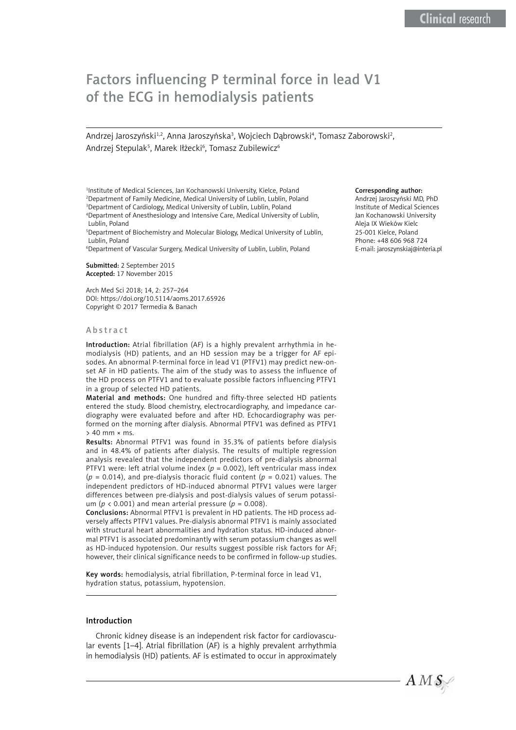# Factors influencing P terminal force in lead V1 of the ECG in hemodialysis patients

Andrzej Jaroszyński[1,2], Anna Jaroszyńska[3], Wojciech Dąbrowski[4], Tomasz Zaborowski[2], Andrzej Stepulak[5], Marek Iłżecki[6], Tomasz Zubilewicz[6]

[1]Institute of Medical Sciences, Jan Kochanowski University, Kielce, Poland
[2]Department of Family Medicine, Medical University of Lublin, Lublin, Poland
[3]Department of Cardiology, Medical University of Lublin, Lublin, Poland
[4]Department of Anesthesiology and Intensive Care, Medical University of Lublin, Lublin, Poland
[5]Department of Biochemistry and Molecular Biology, Medical University of Lublin, Lublin, Poland
[6]Department of Vascular Surgery, Medical University of Lublin, Lublin, Poland

**Corresponding author:**
Andrzej Jaroszyński MD, PhD
Institute of Medical Sciences
Jan Kochanowski University
Aleja IX Wieków Kielc
25-001 Kielce, Poland
Phone: +48 606 968 724
E-mail: jaroszynskiaj@interia.pl

**Submitted:** 2 September 2015
**Accepted:** 17 November 2015

Arch Med Sci 2018; 14, 2: 257–264
DOI: https://doi.org/10.5114/aoms.2017.65926
Copyright © 2017 Termedia & Banach

## Abstract

**Introduction:** Atrial fibrillation (AF) is a highly prevalent arrhythmia in hemodialysis (HD) patients, and an HD session may be a trigger for AF episodes. An abnormal P-terminal force in lead V1 (PTFV1) may predict new-onset AF in HD patients. The aim of the study was to assess the influence of the HD process on PTFV1 and to evaluate possible factors influencing PTFV1 in a group of selected HD patients.

**Material and methods:** One hundred and fifty-three selected HD patients entered the study. Blood chemistry, electrocardiography, and impedance cardiography were evaluated before and after HD. Echocardiography was performed on the morning after dialysis. Abnormal PTFV1 was defined as PTFV1 > 40 mm × ms.

**Results:** Abnormal PTFV1 was found in 35.3% of patients before dialysis and in 48.4% of patients after dialysis. The results of multiple regression analysis revealed that the independent predictors of pre-dialysis abnormal PTFV1 were: left atrial volume index ($p = 0.002$), left ventricular mass index ($p = 0.014$), and pre-dialysis thoracic fluid content ($p = 0.021$) values. The independent predictors of HD-induced abnormal PTFV1 values were larger differences between pre-dialysis and post-dialysis values of serum potassium ($p < 0.001$) and mean arterial pressure ($p = 0.008$).

**Conclusions:** Abnormal PTFV1 is prevalent in HD patients. The HD process adversely affects PTFV1 values. Pre-dialysis abnormal PTFV1 is mainly associated with structural heart abnormalities and hydration status. HD-induced abnormal PTFV1 is associated predominantly with serum potassium changes as well as HD-induced hypotension. Our results suggest possible risk factors for AF; however, their clinical significance needs to be confirmed in follow-up studies.

**Key words:** hemodialysis, atrial fibrillation, P-terminal force in lead V1, hydration status, potassium, hypotension.

## Introduction

Chronic kidney disease is an independent risk factor for cardiovascular events [1–4]. Atrial fibrillation (AF) is a highly prevalent arrhythmia in hemodialysis (HD) patients. AF is estimated to occur in approximately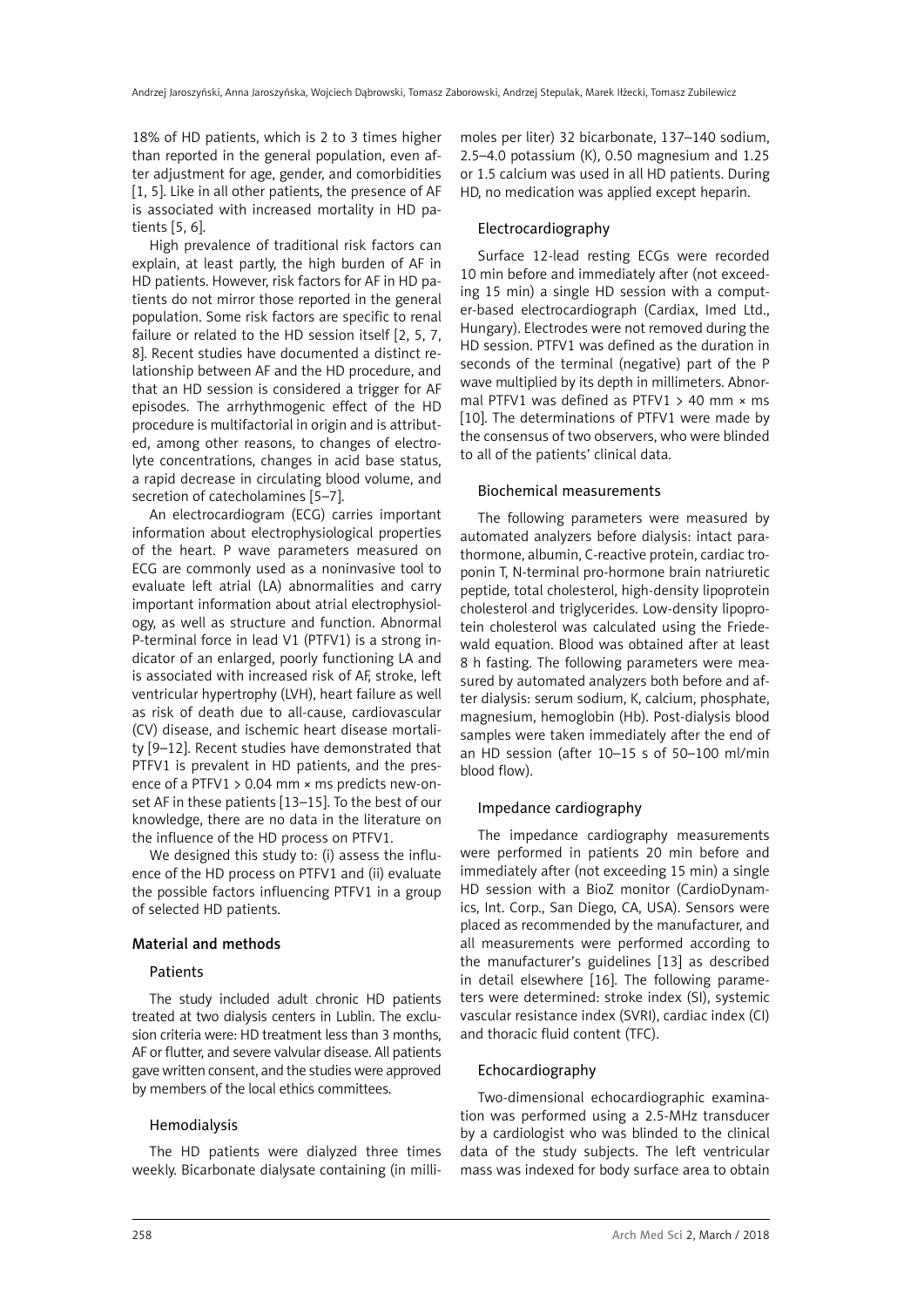18% of HD patients, which is 2 to 3 times higher than reported in the general population, even after adjustment for age, gender, and comorbidities [1, 5]. Like in all other patients, the presence of AF is associated with increased mortality in HD patients [5, 6].

High prevalence of traditional risk factors can explain, at least partly, the high burden of AF in HD patients. However, risk factors for AF in HD patients do not mirror those reported in the general population. Some risk factors are specific to renal failure or related to the HD session itself [2, 5, 7, 8]. Recent studies have documented a distinct relationship between AF and the HD procedure, and that an HD session is considered a trigger for AF episodes. The arrhythmogenic effect of the HD procedure is multifactorial in origin and is attributed, among other reasons, to changes of electrolyte concentrations, changes in acid base status, a rapid decrease in circulating blood volume, and secretion of catecholamines [5–7].

An electrocardiogram (ECG) carries important information about electrophysiological properties of the heart. P wave parameters measured on ECG are commonly used as a noninvasive tool to evaluate left atrial (LA) abnormalities and carry important information about atrial electrophysiology, as well as structure and function. Abnormal P-terminal force in lead V1 (PTFV1) is a strong indicator of an enlarged, poorly functioning LA and is associated with increased risk of AF, stroke, left ventricular hypertrophy (LVH), heart failure as well as risk of death due to all-cause, cardiovascular (CV) disease, and ischemic heart disease mortality [9–12]. Recent studies have demonstrated that PTFV1 is prevalent in HD patients, and the presence of a PTFV1 > 0.04 mm × ms predicts new-onset AF in these patients [13–15]. To the best of our knowledge, there are no data in the literature on the influence of the HD process on PTFV1.

We designed this study to: (i) assess the influence of the HD process on PTFV1 and (ii) evaluate the possible factors influencing PTFV1 in a group of selected HD patients.

## Material and methods

### Patients

The study included adult chronic HD patients treated at two dialysis centers in Lublin. The exclusion criteria were: HD treatment less than 3 months, AF or flutter, and severe valvular disease. All patients gave written consent, and the studies were approved by members of the local ethics committees.

### Hemodialysis

The HD patients were dialyzed three times weekly. Bicarbonate dialysate containing (in millimoles per liter) 32 bicarbonate, 137–140 sodium, 2.5–4.0 potassium (K), 0.50 magnesium and 1.25 or 1.5 calcium was used in all HD patients. During HD, no medication was applied except heparin.

### Electrocardiography

Surface 12-lead resting ECGs were recorded 10 min before and immediately after (not exceeding 15 min) a single HD session with a computer-based electrocardiograph (Cardiax, Imed Ltd., Hungary). Electrodes were not removed during the HD session. PTFV1 was defined as the duration in seconds of the terminal (negative) part of the P wave multiplied by its depth in millimeters. Abnormal PTFV1 was defined as PTFV1 > 40 mm × ms [10]. The determinations of PTFV1 were made by the consensus of two observers, who were blinded to all of the patients' clinical data.

### Biochemical measurements

The following parameters were measured by automated analyzers before dialysis: intact parathormone, albumin, C-reactive protein, cardiac troponin T, N-terminal pro-hormone brain natriuretic peptide, total cholesterol, high-density lipoprotein cholesterol and triglycerides. Low-density lipoprotein cholesterol was calculated using the Friedewald equation. Blood was obtained after at least 8 h fasting. The following parameters were measured by automated analyzers both before and after dialysis: serum sodium, K, calcium, phosphate, magnesium, hemoglobin (Hb). Post-dialysis blood samples were taken immediately after the end of an HD session (after 10–15 s of 50–100 ml/min blood flow).

### Impedance cardiography

The impedance cardiography measurements were performed in patients 20 min before and immediately after (not exceeding 15 min) a single HD session with a BioZ monitor (CardioDynamics, Int. Corp., San Diego, CA, USA). Sensors were placed as recommended by the manufacturer, and all measurements were performed according to the manufacturer's guidelines [13] as described in detail elsewhere [16]. The following parameters were determined: stroke index (SI), systemic vascular resistance index (SVRI), cardiac index (CI) and thoracic fluid content (TFC).

### Echocardiography

Two-dimensional echocardiographic examination was performed using a 2.5-MHz transducer by a cardiologist who was blinded to the clinical data of the study subjects. The left ventricular mass was indexed for body surface area to obtain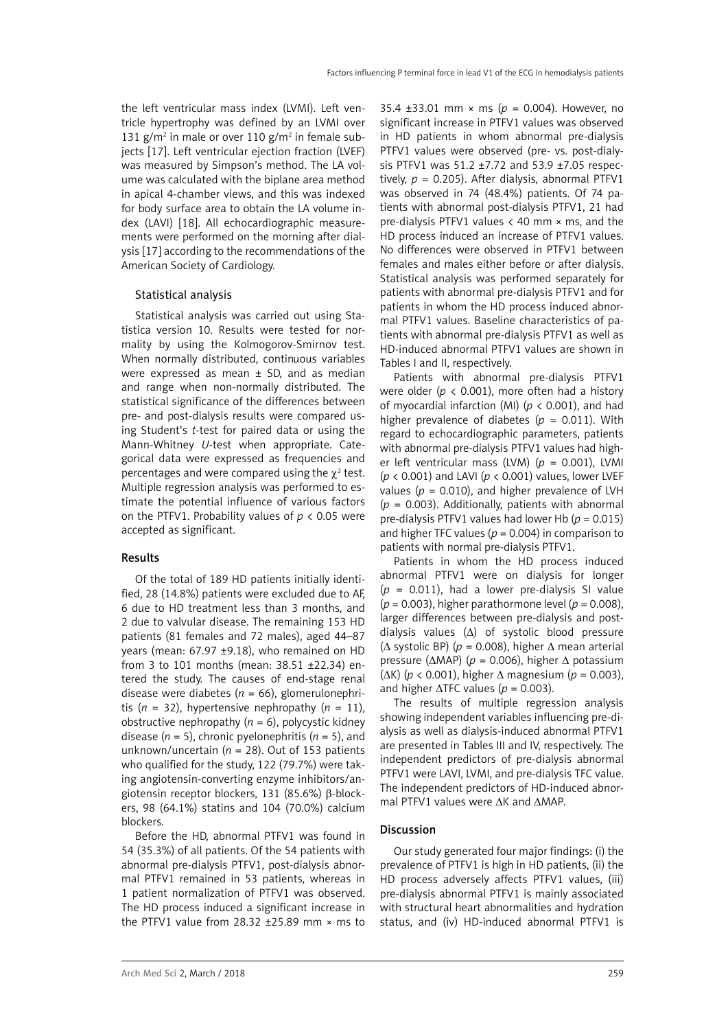the left ventricular mass index (LVMI). Left ventricle hypertrophy was defined by an LVMI over 131 g/m$^2$ in male or over 110 g/m$^2$ in female subjects [17]. Left ventricular ejection fraction (LVEF) was measured by Simpson's method. The LA volume was calculated with the biplane area method in apical 4-chamber views, and this was indexed for body surface area to obtain the LA volume index (LAVI) [18]. All echocardiographic measurements were performed on the morning after dialysis [17] according to the recommendations of the American Society of Cardiology.

### Statistical analysis

Statistical analysis was carried out using Statistica version 10. Results were tested for normality by using the Kolmogorov-Smirnov test. When normally distributed, continuous variables were expressed as mean ± SD, and as median and range when non-normally distributed. The statistical significance of the differences between pre- and post-dialysis results were compared using Student's *t*-test for paired data or using the Mann-Whitney *U*-test when appropriate. Categorical data were expressed as frequencies and percentages and were compared using the $\chi^2$ test. Multiple regression analysis was performed to estimate the potential influence of various factors on the PTFV1. Probability values of $p < 0.05$ were accepted as significant.

## Results

Of the total of 189 HD patients initially identified, 28 (14.8%) patients were excluded due to AF, 6 due to HD treatment less than 3 months, and 2 due to valvular disease. The remaining 153 HD patients (81 females and 72 males), aged 44–87 years (mean: 67.97 ±9.18), who remained on HD from 3 to 101 months (mean: 38.51 ±22.34) entered the study. The causes of end-stage renal disease were diabetes ($n$ = 66), glomerulonephritis ($n$ = 32), hypertensive nephropathy ($n$ = 11), obstructive nephropathy ($n$ = 6), polycystic kidney disease ($n$ = 5), chronic pyelonephritis ($n$ = 5), and unknown/uncertain ($n$ = 28). Out of 153 patients who qualified for the study, 122 (79.7%) were taking angiotensin-converting enzyme inhibitors/angiotensin receptor blockers, 131 (85.6%) β-blockers, 98 (64.1%) statins and 104 (70.0%) calcium blockers.

Before the HD, abnormal PTFV1 was found in 54 (35.3%) of all patients. Of the 54 patients with abnormal pre-dialysis PTFV1, post-dialysis abnormal PTFV1 remained in 53 patients, whereas in 1 patient normalization of PTFV1 was observed. The HD process induced a significant increase in the PTFV1 value from 28.32 ±25.89 mm × ms to 35.4 ±33.01 mm × ms ($p$ = 0.004). However, no significant increase in PTFV1 values was observed in HD patients in whom abnormal pre-dialysis PTFV1 values were observed (pre- vs. post-dialysis PTFV1 was 51.2 ±7.72 and 53.9 ±7.05 respectively, $p$ = 0.205). After dialysis, abnormal PTFV1 was observed in 74 (48.4%) patients. Of 74 patients with abnormal post-dialysis PTFV1, 21 had pre-dialysis PTFV1 values < 40 mm × ms, and the HD process induced an increase of PTFV1 values. No differences were observed in PTFV1 between females and males either before or after dialysis. Statistical analysis was performed separately for patients with abnormal pre-dialysis PTFV1 and for patients in whom the HD process induced abnormal PTFV1 values. Baseline characteristics of patients with abnormal pre-dialysis PTFV1 as well as HD-induced abnormal PTFV1 values are shown in Tables I and II, respectively.

Patients with abnormal pre-dialysis PTFV1 were older ($p$ < 0.001), more often had a history of myocardial infarction (MI) ($p$ < 0.001), and had higher prevalence of diabetes ($p$ = 0.011). With regard to echocardiographic parameters, patients with abnormal pre-dialysis PTFV1 values had higher left ventricular mass (LVM) ($p$ = 0.001), LVMI ($p$ < 0.001) and LAVI ($p$ < 0.001) values, lower LVEF values ($p$ = 0.010), and higher prevalence of LVH ($p$ = 0.003). Additionally, patients with abnormal pre-dialysis PTFV1 values had lower Hb ($p$ = 0.015) and higher TFC values ($p$ = 0.004) in comparison to patients with normal pre-dialysis PTFV1.

Patients in whom the HD process induced abnormal PTFV1 were on dialysis for longer ($p$ = 0.011), had a lower pre-dialysis SI value ($p$ = 0.003), higher parathormone level ($p$ = 0.008), larger differences between pre-dialysis and post-dialysis values (Δ) of systolic blood pressure (Δ systolic BP) ($p$ = 0.008), higher Δ mean arterial pressure (ΔMAP) ($p$ = 0.006), higher Δ potassium (ΔK) ($p$ < 0.001), higher Δ magnesium ($p$ = 0.003), and higher ΔTFC values ($p$ = 0.003).

The results of multiple regression analysis showing independent variables influencing pre-dialysis as well as dialysis-induced abnormal PTFV1 are presented in Tables III and IV, respectively. The independent predictors of pre-dialysis abnormal PTFV1 were LAVI, LVMI, and pre-dialysis TFC value. The independent predictors of HD-induced abnormal PTFV1 values were ΔK and ΔMAP.

## Discussion

Our study generated four major findings: (i) the prevalence of PTFV1 is high in HD patients, (ii) the HD process adversely affects PTFV1 values, (iii) pre-dialysis abnormal PTFV1 is mainly associated with structural heart abnormalities and hydration status, and (iv) HD-induced abnormal PTFV1 is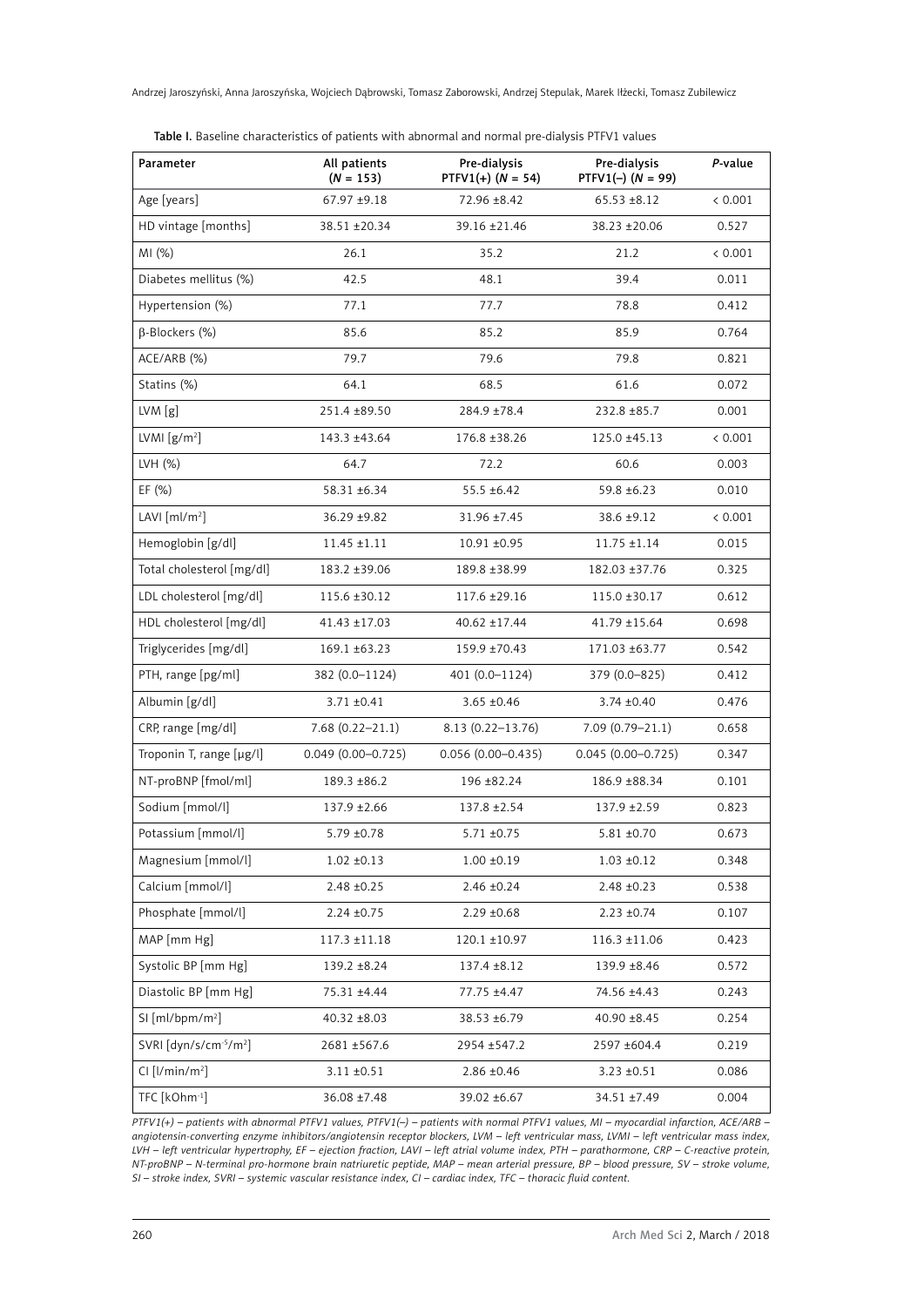**Table I.** Baseline characteristics of patients with abnormal and normal pre-dialysis PTFV1 values

| Parameter | All patients ($N$ = 153) | Pre-dialysis PTFV1(+) ($N$ = 54) | Pre-dialysis PTFV1(–) ($N$ = 99) | $P$-value |
|---|---|---|---|---|
| Age [years] | 67.97 ±9.18 | 72.96 ±8.42 | 65.53 ±8.12 | < 0.001 |
| HD vintage [months] | 38.51 ±20.34 | 39.16 ±21.46 | 38.23 ±20.06 | 0.527 |
| MI (%) | 26.1 | 35.2 | 21.2 | < 0.001 |
| Diabetes mellitus (%) | 42.5 | 48.1 | 39.4 | 0.011 |
| Hypertension (%) | 77.1 | 77.7 | 78.8 | 0.412 |
| β-Blockers (%) | 85.6 | 85.2 | 85.9 | 0.764 |
| ACE/ARB (%) | 79.7 | 79.6 | 79.8 | 0.821 |
| Statins (%) | 64.1 | 68.5 | 61.6 | 0.072 |
| LVM [g] | 251.4 ±89.50 | 284.9 ±78.4 | 232.8 ±85.7 | 0.001 |
| LVMI [g/m$^2$] | 143.3 ±43.64 | 176.8 ±38.26 | 125.0 ±45.13 | < 0.001 |
| LVH (%) | 64.7 | 72.2 | 60.6 | 0.003 |
| EF (%) | 58.31 ±6.34 | 55.5 ±6.42 | 59.8 ±6.23 | 0.010 |
| LAVI [ml/m$^2$] | 36.29 ±9.82 | 31.96 ±7.45 | 38.6 ±9.12 | < 0.001 |
| Hemoglobin [g/dl] | 11.45 ±1.11 | 10.91 ±0.95 | 11.75 ±1.14 | 0.015 |
| Total cholesterol [mg/dl] | 183.2 ±39.06 | 189.8 ±38.99 | 182.03 ±37.76 | 0.325 |
| LDL cholesterol [mg/dl] | 115.6 ±30.12 | 117.6 ±29.16 | 115.0 ±30.17 | 0.612 |
| HDL cholesterol [mg/dl] | 41.43 ±17.03 | 40.62 ±17.44 | 41.79 ±15.64 | 0.698 |
| Triglycerides [mg/dl] | 169.1 ±63.23 | 159.9 ±70.43 | 171.03 ±63.77 | 0.542 |
| PTH, range [pg/ml] | 382 (0.0–1124) | 401 (0.0–1124) | 379 (0.0–825) | 0.412 |
| Albumin [g/dl] | 3.71 ±0.41 | 3.65 ±0.46 | 3.74 ±0.40 | 0.476 |
| CRP, range [mg/dl] | 7.68 (0.22–21.1) | 8.13 (0.22–13.76) | 7.09 (0.79–21.1) | 0.658 |
| Troponin T, range [μg/l] | 0.049 (0.00–0.725) | 0.056 (0.00–0.435) | 0.045 (0.00–0.725) | 0.347 |
| NT-proBNP [fmol/ml] | 189.3 ±86.2 | 196 ±82.24 | 186.9 ±88.34 | 0.101 |
| Sodium [mmol/l] | 137.9 ±2.66 | 137.8 ±2.54 | 137.9 ±2.59 | 0.823 |
| Potassium [mmol/l] | 5.79 ±0.78 | 5.71 ±0.75 | 5.81 ±0.70 | 0.673 |
| Magnesium [mmol/l] | 1.02 ±0.13 | 1.00 ±0.19 | 1.03 ±0.12 | 0.348 |
| Calcium [mmol/l] | 2.48 ±0.25 | 2.46 ±0.24 | 2.48 ±0.23 | 0.538 |
| Phosphate [mmol/l] | 2.24 ±0.75 | 2.29 ±0.68 | 2.23 ±0.74 | 0.107 |
| MAP [mm Hg] | 117.3 ±11.18 | 120.1 ±10.97 | 116.3 ±11.06 | 0.423 |
| Systolic BP [mm Hg] | 139.2 ±8.24 | 137.4 ±8.12 | 139.9 ±8.46 | 0.572 |
| Diastolic BP [mm Hg] | 75.31 ±4.44 | 77.75 ±4.47 | 74.56 ±4.43 | 0.243 |
| SI [ml/bpm/m$^2$] | 40.32 ±8.03 | 38.53 ±6.79 | 40.90 ±8.45 | 0.254 |
| SVRI [dyn/s/cm$^{-5}$/m$^2$] | 2681 ±567.6 | 2954 ±547.2 | 2597 ±604.4 | 0.219 |
| CI [l/min/m$^2$] | 3.11 ±0.51 | 2.86 ±0.46 | 3.23 ±0.51 | 0.086 |
| TFC [kOhm$^{-1}$] | 36.08 ±7.48 | 39.02 ±6.67 | 34.51 ±7.49 | 0.004 |

*PTFV1(+) – patients with abnormal PTFV1 values, PTFV1(–) – patients with normal PTFV1 values, MI – myocardial infarction, ACE/ARB – angiotensin-converting enzyme inhibitors/angiotensin receptor blockers, LVM – left ventricular mass, LVMI – left ventricular mass index, LVH – left ventricular hypertrophy, EF – ejection fraction, LAVI – left atrial volume index, PTH – parathormone, CRP – C-reactive protein, NT-proBNP – N-terminal pro-hormone brain natriuretic peptide, MAP – mean arterial pressure, BP – blood pressure, SV – stroke volume, SI – stroke index, SVRI – systemic vascular resistance index, CI – cardiac index, TFC – thoracic fluid content.*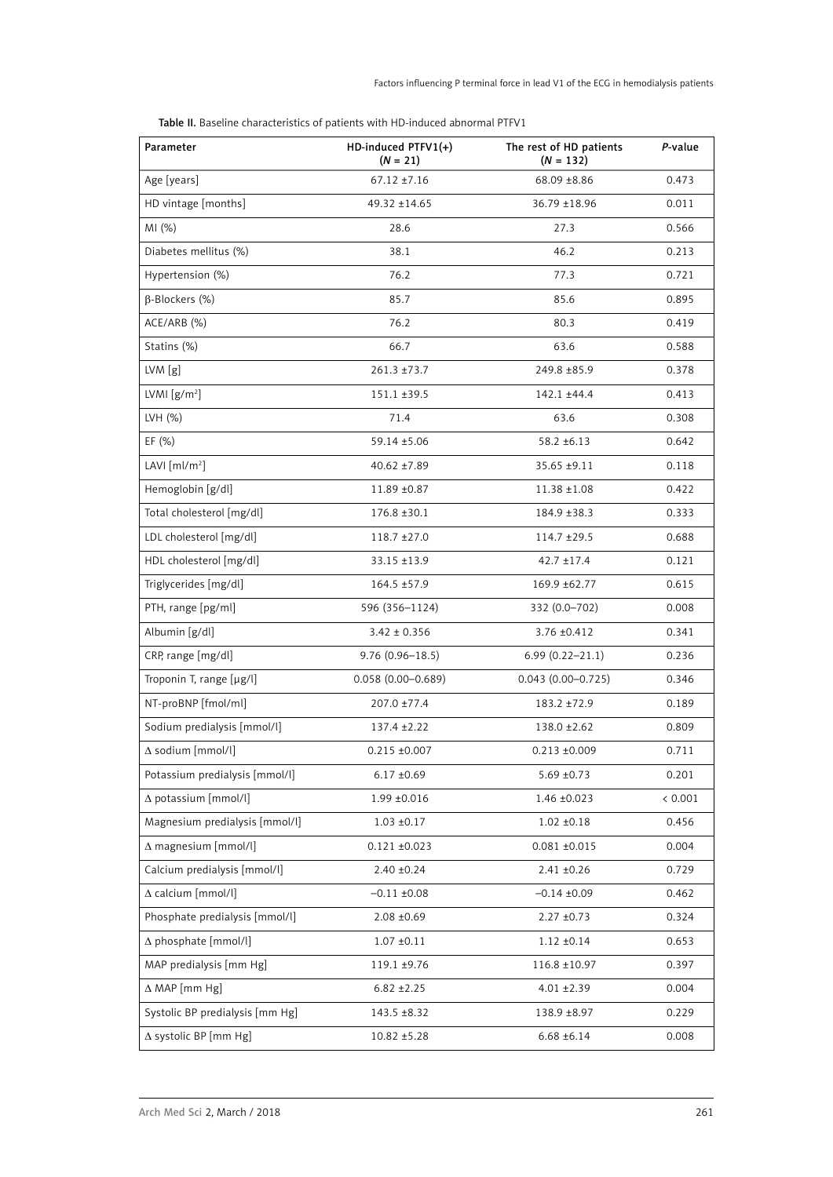**Table II.** Baseline characteristics of patients with HD-induced abnormal PTFV1

| Parameter | HD-induced PTFV1(+) ($N$ = 21) | The rest of HD patients ($N$ = 132) | $P$-value |
|---|---|---|---|
| Age [years] | 67.12 ±7.16 | 68.09 ±8.86 | 0.473 |
| HD vintage [months] | 49.32 ±14.65 | 36.79 ±18.96 | 0.011 |
| MI (%) | 28.6 | 27.3 | 0.566 |
| Diabetes mellitus (%) | 38.1 | 46.2 | 0.213 |
| Hypertension (%) | 76.2 | 77.3 | 0.721 |
| β-Blockers (%) | 85.7 | 85.6 | 0.895 |
| ACE/ARB (%) | 76.2 | 80.3 | 0.419 |
| Statins (%) | 66.7 | 63.6 | 0.588 |
| LVM [g] | 261.3 ±73.7 | 249.8 ±85.9 | 0.378 |
| LVMI [g/m$^2$] | 151.1 ±39.5 | 142.1 ±44.4 | 0.413 |
| LVH (%) | 71.4 | 63.6 | 0.308 |
| EF (%) | 59.14 ±5.06 | 58.2 ±6.13 | 0.642 |
| LAVI [ml/m$^2$] | 40.62 ±7.89 | 35.65 ±9.11 | 0.118 |
| Hemoglobin [g/dl] | 11.89 ±0.87 | 11.38 ±1.08 | 0.422 |
| Total cholesterol [mg/dl] | 176.8 ±30.1 | 184.9 ±38.3 | 0.333 |
| LDL cholesterol [mg/dl] | 118.7 ±27.0 | 114.7 ±29.5 | 0.688 |
| HDL cholesterol [mg/dl] | 33.15 ±13.9 | 42.7 ±17.4 | 0.121 |
| Triglycerides [mg/dl] | 164.5 ±57.9 | 169.9 ±62.77 | 0.615 |
| PTH, range [pg/ml] | 596 (356–1124) | 332 (0.0–702) | 0.008 |
| Albumin [g/dl] | 3.42 ± 0.356 | 3.76 ±0.412 | 0.341 |
| CRP, range [mg/dl] | 9.76 (0.96–18.5) | 6.99 (0.22–21.1) | 0.236 |
| Troponin T, range [μg/l] | 0.058 (0.00–0.689) | 0.043 (0.00–0.725) | 0.346 |
| NT-proBNP [fmol/ml] | 207.0 ±77.4 | 183.2 ±72.9 | 0.189 |
| Sodium predialysis [mmol/l] | 137.4 ±2.22 | 138.0 ±2.62 | 0.809 |
| Δ sodium [mmol/l] | 0.215 ±0.007 | 0.213 ±0.009 | 0.711 |
| Potassium predialysis [mmol/l] | 6.17 ±0.69 | 5.69 ±0.73 | 0.201 |
| Δ potassium [mmol/l] | 1.99 ±0.016 | 1.46 ±0.023 | < 0.001 |
| Magnesium predialysis [mmol/l] | 1.03 ±0.17 | 1.02 ±0.18 | 0.456 |
| Δ magnesium [mmol/l] | 0.121 ±0.023 | 0.081 ±0.015 | 0.004 |
| Calcium predialysis [mmol/l] | 2.40 ±0.24 | 2.41 ±0.26 | 0.729 |
| Δ calcium [mmol/l] | –0.11 ±0.08 | –0.14 ±0.09 | 0.462 |
| Phosphate predialysis [mmol/l] | 2.08 ±0.69 | 2.27 ±0.73 | 0.324 |
| Δ phosphate [mmol/l] | 1.07 ±0.11 | 1.12 ±0.14 | 0.653 |
| MAP predialysis [mm Hg] | 119.1 ±9.76 | 116.8 ±10.97 | 0.397 |
| Δ MAP [mm Hg] | 6.82 ±2.25 | 4.01 ±2.39 | 0.004 |
| Systolic BP predialysis [mm Hg] | 143.5 ±8.32 | 138.9 ±8.97 | 0.229 |
| Δ systolic BP [mm Hg] | 10.82 ±5.28 | 6.68 ±6.14 | 0.008 |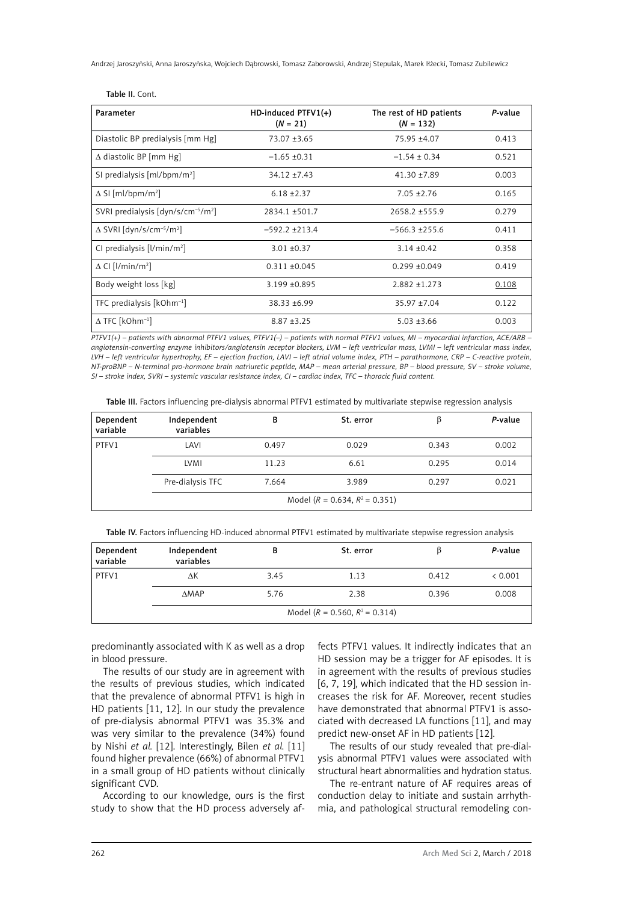Table II. Cont.

| Parameter | HD-induced PTFV1(+) ($N$ = 21) | The rest of HD patients ($N$ = 132) | $P$-value |
|---|---|---|---|
| Diastolic BP predialysis [mm Hg] | 73.07 ±3.65 | 75.95 ±4.07 | 0.413 |
| Δ diastolic BP [mm Hg] | –1.65 ±0.31 | –1.54 ± 0.34 | 0.521 |
| SI predialysis [ml/bpm/m$^2$] | 34.12 ±7.43 | 41.30 ±7.89 | 0.003 |
| Δ SI [ml/bpm/m$^2$] | 6.18 ±2.37 | 7.05 ±2.76 | 0.165 |
| SVRI predialysis [dyn/s/cm$^{-5}$/m$^2$] | 2834.1 ±501.7 | 2658.2 ±555.9 | 0.279 |
| Δ SVRI [dyn/s/cm$^{-5}$/m$^2$] | –592.2 ±213.4 | –566.3 ±255.6 | 0.411 |
| CI predialysis [l/min/m$^2$] | 3.01 ±0.37 | 3.14 ±0.42 | 0.358 |
| Δ CI [l/min/m$^2$] | 0.311 ±0.045 | 0.299 ±0.049 | 0.419 |
| Body weight loss [kg] | 3.199 ±0.895 | 2.882 ±1.273 | 0.108 |
| TFC predialysis [kOhm$^{-1}$] | 38.33 ±6.99 | 35.97 ±7.04 | 0.122 |
| Δ TFC [kOhm$^{-1}$] | 8.87 ±3.25 | 5.03 ±3.66 | 0.003 |

*PTFV1(+) – patients with abnormal PTFV1 values, PTFV1(–) – patients with normal PTFV1 values, MI – myocardial infarction, ACE/ARB – angiotensin-converting enzyme inhibitors/angiotensin receptor blockers, LVM – left ventricular mass, LVMI – left ventricular mass index, LVH – left ventricular hypertrophy, EF – ejection fraction, LAVI – left atrial volume index, PTH – parathormone, CRP – C-reactive protein, NT-proBNP – N-terminal pro-hormone brain natriuretic peptide, MAP – mean arterial pressure, BP – blood pressure, SV – stroke volume, SI – stroke index, SVRI – systemic vascular resistance index, CI – cardiac index, TFC – thoracic fluid content.*

Table III. Factors influencing pre-dialysis abnormal PTFV1 estimated by multivariate stepwise regression analysis

| Dependent variable | Independent variables | B | St. error | β | $P$-value |
|---|---|---|---|---|---|
| PTFV1 | LAVI | 0.497 | 0.029 | 0.343 | 0.002 |
| | LVMI | 11.23 | 6.61 | 0.295 | 0.014 |
| | Pre-dialysis TFC | 7.664 | 3.989 | 0.297 | 0.021 |
| | Model ($R$ = 0.634, $R^2$ = 0.351) | | | | |

Table IV. Factors influencing HD-induced abnormal PTFV1 estimated by multivariate stepwise regression analysis

| Dependent variable | Independent variables | B | St. error | β | $P$-value |
|---|---|---|---|---|---|
| PTFV1 | ΔK | 3.45 | 1.13 | 0.412 | < 0.001 |
| | ΔMAP | 5.76 | 2.38 | 0.396 | 0.008 |
| | Model ($R$ = 0.560, $R^2$ = 0.314) | | | | |

predominantly associated with K as well as a drop in blood pressure.

The results of our study are in agreement with the results of previous studies, which indicated that the prevalence of abnormal PTFV1 is high in HD patients [11, 12]. In our study the prevalence of pre-dialysis abnormal PTFV1 was 35.3% and was very similar to the prevalence (34%) found by Nishi *et al.* [12]. Interestingly, Bilen *et al.* [11] found higher prevalence (66%) of abnormal PTFV1 in a small group of HD patients without clinically significant CVD.

According to our knowledge, ours is the first study to show that the HD process adversely affects PTFV1 values. It indirectly indicates that an HD session may be a trigger for AF episodes. It is in agreement with the results of previous studies [6, 7, 19], which indicated that the HD session increases the risk for AF. Moreover, recent studies have demonstrated that abnormal PTFV1 is associated with decreased LA functions [11], and may predict new-onset AF in HD patients [12].

The results of our study revealed that pre-dialysis abnormal PTFV1 values were associated with structural heart abnormalities and hydration status.

The re-entrant nature of AF requires areas of conduction delay to initiate and sustain arrhythmia, and pathological structural remodeling con-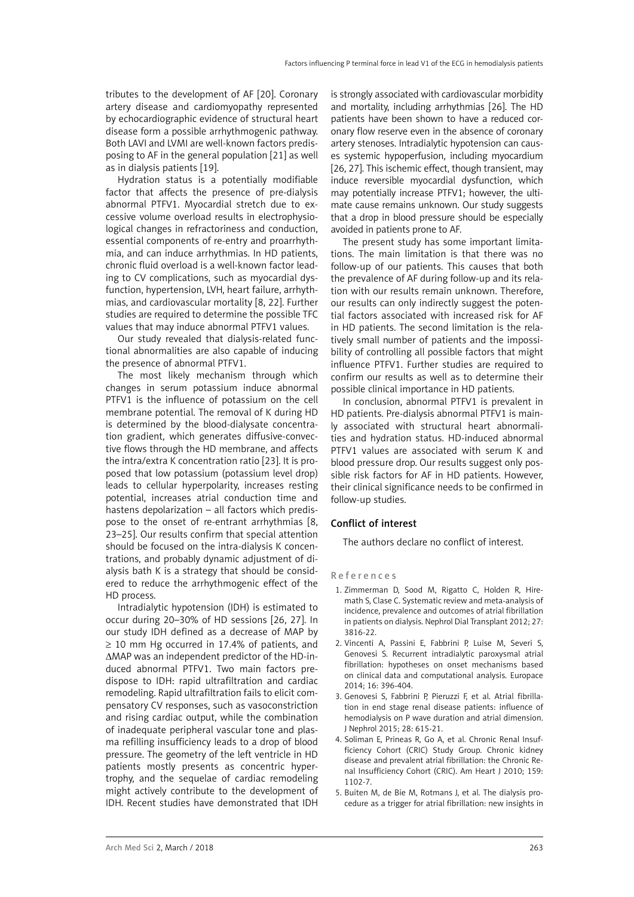tributes to the development of AF [20]. Coronary artery disease and cardiomyopathy represented by echocardiographic evidence of structural heart disease form a possible arrhythmogenic pathway. Both LAVI and LVMI are well-known factors predisposing to AF in the general population [21] as well as in dialysis patients [19].

Hydration status is a potentially modifiable factor that affects the presence of pre-dialysis abnormal PTFV1. Myocardial stretch due to excessive volume overload results in electrophysiological changes in refractoriness and conduction, essential components of re-entry and proarrhythmia, and can induce arrhythmias. In HD patients, chronic fluid overload is a well-known factor leading to CV complications, such as myocardial dysfunction, hypertension, LVH, heart failure, arrhythmias, and cardiovascular mortality [8, 22]. Further studies are required to determine the possible TFC values that may induce abnormal PTFV1 values.

Our study revealed that dialysis-related functional abnormalities are also capable of inducing the presence of abnormal PTFV1.

The most likely mechanism through which changes in serum potassium induce abnormal PTFV1 is the influence of potassium on the cell membrane potential. The removal of K during HD is determined by the blood-dialysate concentration gradient, which generates diffusive-convective flows through the HD membrane, and affects the intra/extra K concentration ratio [23]. It is proposed that low potassium (potassium level drop) leads to cellular hyperpolarity, increases resting potential, increases atrial conduction time and hastens depolarization – all factors which predispose to the onset of re-entrant arrhythmias [8, 23–25]. Our results confirm that special attention should be focused on the intra-dialysis K concentrations, and probably dynamic adjustment of dialysis bath K is a strategy that should be considered to reduce the arrhythmogenic effect of the HD process.

Intradialytic hypotension (IDH) is estimated to occur during 20–30% of HD sessions [26, 27]. In our study IDH defined as a decrease of MAP by ≥ 10 mm Hg occurred in 17.4% of patients, and ΔMAP was an independent predictor of the HD-induced abnormal PTFV1. Two main factors predispose to IDH: rapid ultrafiltration and cardiac remodeling. Rapid ultrafiltration fails to elicit compensatory CV responses, such as vasoconstriction and rising cardiac output, while the combination of inadequate peripheral vascular tone and plasma refilling insufficiency leads to a drop of blood pressure. The geometry of the left ventricle in HD patients mostly presents as concentric hypertrophy, and the sequelae of cardiac remodeling might actively contribute to the development of IDH. Recent studies have demonstrated that IDH is strongly associated with cardiovascular morbidity and mortality, including arrhythmias [26]. The HD patients have been shown to have a reduced coronary flow reserve even in the absence of coronary artery stenoses. Intradialytic hypotension can causes systemic hypoperfusion, including myocardium [26, 27]. This ischemic effect, though transient, may induce reversible myocardial dysfunction, which may potentially increase PTFV1; however, the ultimate cause remains unknown. Our study suggests that a drop in blood pressure should be especially avoided in patients prone to AF.

The present study has some important limitations. The main limitation is that there was no follow-up of our patients. This causes that both the prevalence of AF during follow-up and its relation with our results remain unknown. Therefore, our results can only indirectly suggest the potential factors associated with increased risk for AF in HD patients. The second limitation is the relatively small number of patients and the impossibility of controlling all possible factors that might influence PTFV1. Further studies are required to confirm our results as well as to determine their possible clinical importance in HD patients.

In conclusion, abnormal PTFV1 is prevalent in HD patients. Pre-dialysis abnormal PTFV1 is mainly associated with structural heart abnormalities and hydration status. HD-induced abnormal PTFV1 values are associated with serum K and blood pressure drop. Our results suggest only possible risk factors for AF in HD patients. However, their clinical significance needs to be confirmed in follow-up studies.

## Conflict of interest

The authors declare no conflict of interest.

## References

1. Zimmerman D, Sood M, Rigatto C, Holden R, Hiremath S, Clase C. Systematic review and meta-analysis of incidence, prevalence and outcomes of atrial fibrillation in patients on dialysis. Nephrol Dial Transplant 2012; 27: 3816-22.
2. Vincenti A, Passini E, Fabbrini P, Luise M, Severi S, Genovesi S. Recurrent intradialytic paroxysmal atrial fibrillation: hypotheses on onset mechanisms based on clinical data and computational analysis. Europace 2014; 16: 396-404.
3. Genovesi S, Fabbrini P, Pieruzzi F, et al. Atrial fibrillation in end stage renal disease patients: influence of hemodialysis on P wave duration and atrial dimension. J Nephrol 2015; 28: 615-21.
4. Soliman E, Prineas R, Go A, et al. Chronic Renal Insufficiency Cohort (CRIC) Study Group. Chronic kidney disease and prevalent atrial fibrillation: the Chronic Renal Insufficiency Cohort (CRIC). Am Heart J 2010; 159: 1102-7.
5. Buiten M, de Bie M, Rotmans J, et al. The dialysis procedure as a trigger for atrial fibrillation: new insights in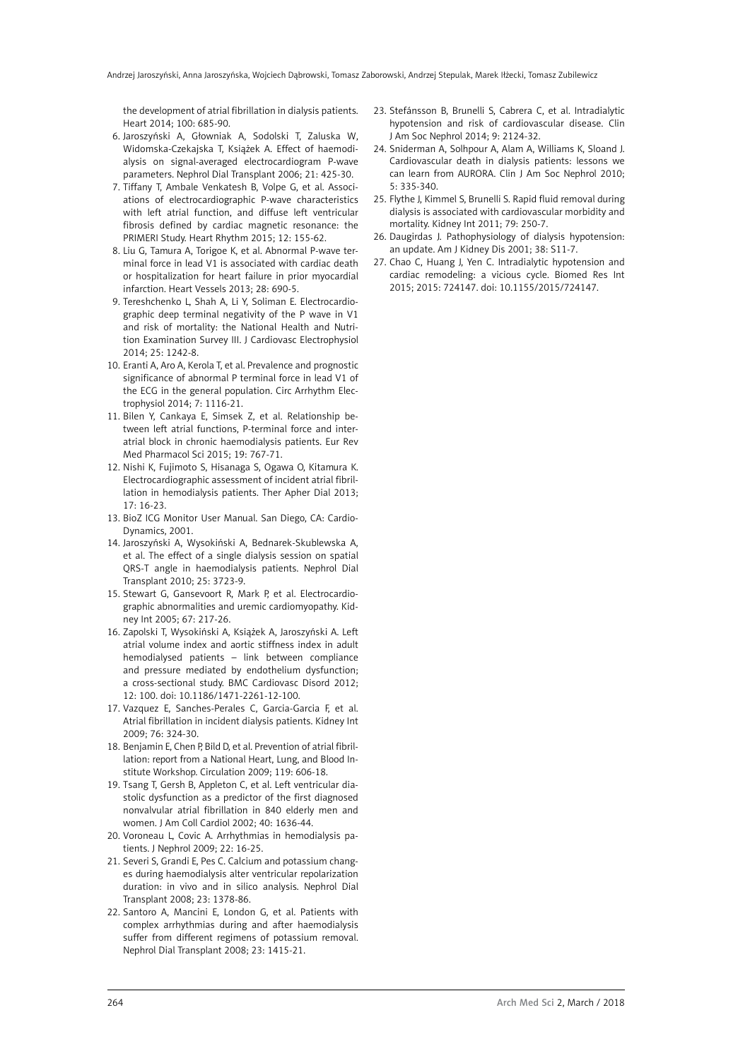the development of atrial fibrillation in dialysis patients. Heart 2014; 100: 685-90.

6. Jaroszyński A, Głowniak A, Sodolski T, Zaluska W, Widomska-Czekajska T, Książek A. Effect of haemodialysis on signal-averaged electrocardiogram P-wave parameters. Nephrol Dial Transplant 2006; 21: 425-30.
7. Tiffany T, Ambale Venkatesh B, Volpe G, et al. Associations of electrocardiographic P-wave characteristics with left atrial function, and diffuse left ventricular fibrosis defined by cardiac magnetic resonance: the PRIMERI Study. Heart Rhythm 2015; 12: 155-62.
8. Liu G, Tamura A, Torigoe K, et al. Abnormal P-wave terminal force in lead V1 is associated with cardiac death or hospitalization for heart failure in prior myocardial infarction. Heart Vessels 2013; 28: 690-5.
9. Tereshchenko L, Shah A, Li Y, Soliman E. Electrocardiographic deep terminal negativity of the P wave in V1 and risk of mortality: the National Health and Nutrition Examination Survey III. J Cardiovasc Electrophysiol 2014; 25: 1242-8.
10. Eranti A, Aro A, Kerola T, et al. Prevalence and prognostic significance of abnormal P terminal force in lead V1 of the ECG in the general population. Circ Arrhythm Electrophysiol 2014; 7: 1116-21.
11. Bilen Y, Cankaya E, Simsek Z, et al. Relationship between left atrial functions, P-terminal force and interatrial block in chronic haemodialysis patients. Eur Rev Med Pharmacol Sci 2015; 19: 767-71.
12. Nishi K, Fujimoto S, Hisanaga S, Ogawa O, Kitamura K. Electrocardiographic assessment of incident atrial fibrillation in hemodialysis patients. Ther Apher Dial 2013; 17: 16-23.
13. BioZ ICG Monitor User Manual. San Diego, CA: CardioDynamics, 2001.
14. Jaroszyński A, Wysokiński A, Bednarek-Skublewska A, et al. The effect of a single dialysis session on spatial QRS-T angle in haemodialysis patients. Nephrol Dial Transplant 2010; 25: 3723-9.
15. Stewart G, Gansevoort R, Mark P, et al. Electrocardiographic abnormalities and uremic cardiomyopathy. Kidney Int 2005; 67: 217-26.
16. Zapolski T, Wysokiński A, Książek A, Jaroszyński A. Left atrial volume index and aortic stiffness index in adult hemodialysed patients – link between compliance and pressure mediated by endothelium dysfunction; a cross-sectional study. BMC Cardiovasc Disord 2012; 12: 100. doi: 10.1186/1471-2261-12-100.
17. Vazquez E, Sanches-Perales C, Garcia-Garcia F, et al. Atrial fibrillation in incident dialysis patients. Kidney Int 2009; 76: 324-30.
18. Benjamin E, Chen P, Bild D, et al. Prevention of atrial fibrillation: report from a National Heart, Lung, and Blood Institute Workshop. Circulation 2009; 119: 606-18.
19. Tsang T, Gersh B, Appleton C, et al. Left ventricular diastolic dysfunction as a predictor of the first diagnosed nonvalvular atrial fibrillation in 840 elderly men and women. J Am Coll Cardiol 2002; 40: 1636-44.
20. Voroneau L, Covic A. Arrhythmias in hemodialysis patients. J Nephrol 2009; 22: 16-25.
21. Severi S, Grandi E, Pes C. Calcium and potassium changes during haemodialysis alter ventricular repolarization duration: in vivo and in silico analysis. Nephrol Dial Transplant 2008; 23: 1378-86.
22. Santoro A, Mancini E, London G, et al. Patients with complex arrhythmias during and after haemodialysis suffer from different regimens of potassium removal. Nephrol Dial Transplant 2008; 23: 1415-21.
23. Stefánsson B, Brunelli S, Cabrera C, et al. Intradialytic hypotension and risk of cardiovascular disease. Clin J Am Soc Nephrol 2014; 9: 2124-32.
24. Sniderman A, Solhpour A, Alam A, Williams K, Sloand J. Cardiovascular death in dialysis patients: lessons we can learn from AURORA. Clin J Am Soc Nephrol 2010; 5: 335-340.
25. Flythe J, Kimmel S, Brunelli S. Rapid fluid removal during dialysis is associated with cardiovascular morbidity and mortality. Kidney Int 2011; 79: 250-7.
26. Daugirdas J. Pathophysiology of dialysis hypotension: an update. Am J Kidney Dis 2001; 38: S11-7.
27. Chao C, Huang J, Yen C. Intradialytic hypotension and cardiac remodeling: a vicious cycle. Biomed Res Int 2015; 2015: 724147. doi: 10.1155/2015/724147.